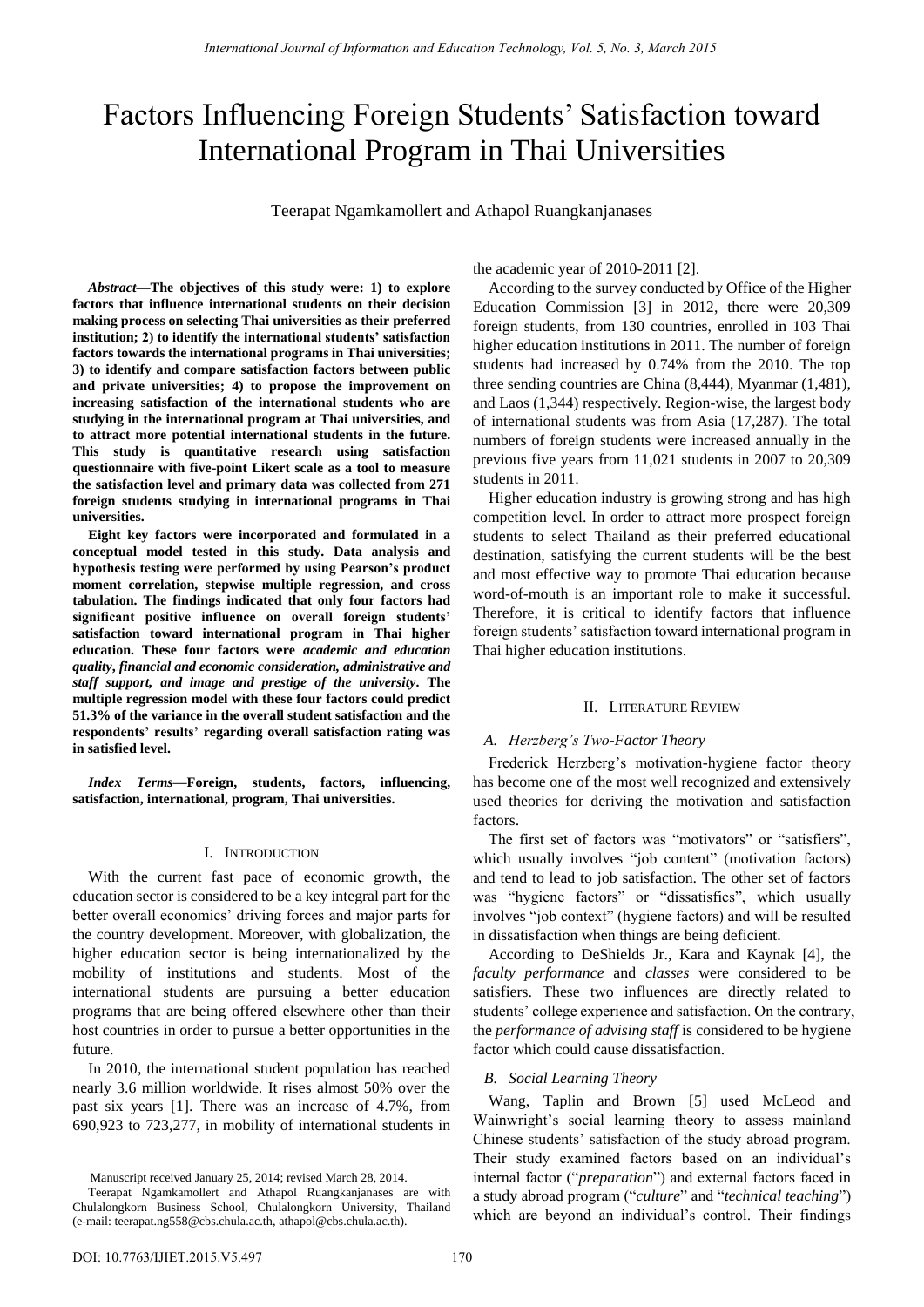# Factors Influencing Foreign Students' Satisfaction toward International Program in Thai Universities

Teerapat Ngamkamollert and Athapol Ruangkanjanases

***Abstract*—The objectives of this study were: 1) to explore factors that influence international students on their decision making process on selecting Thai universities as their preferred institution; 2) to identify the international students' satisfaction factors towards the international programs in Thai universities; 3) to identify and compare satisfaction factors between public and private universities; 4) to propose the improvement on increasing satisfaction of the international students who are studying in the international program at Thai universities, and to attract more potential international students in the future. This study is quantitative research using satisfaction questionnaire with five-point Likert scale as a tool to measure the satisfaction level and primary data was collected from 271 foreign students studying in international programs in Thai universities.**

**Eight key factors were incorporated and formulated in a conceptual model tested in this study. Data analysis and hypothesis testing were performed by using Pearson's product moment correlation, stepwise multiple regression, and cross tabulation. The findings indicated that only four factors had significant positive influence on overall foreign students' satisfaction toward international program in Thai higher education. These four factors were *academic and education quality*, *financial and economic consideration*, *administrative and staff support*, and *image and prestige of the university*. The multiple regression model with these four factors could predict 51.3% of the variance in the overall student satisfaction and the respondents' results' regarding overall satisfaction rating was in satisfied level.**

***Index Terms*—Foreign, students, factors, influencing, satisfaction, international, program, Thai universities.**

## I. Introduction

With the current fast pace of economic growth, the education sector is considered to be a key integral part for the better overall economics' driving forces and major parts for the country development. Moreover, with globalization, the higher education sector is being internationalized by the mobility of institutions and students. Most of the international students are pursuing a better education programs that are being offered elsewhere other than their host countries in order to pursue a better opportunities in the future.

In 2010, the international student population has reached nearly 3.6 million worldwide. It rises almost 50% over the past six years [1]. There was an increase of 4.7%, from 690,923 to 723,277, in mobility of international students in the academic year of 2010-2011 [2].

According to the survey conducted by Office of the Higher Education Commission [3] in 2012, there were 20,309 foreign students, from 130 countries, enrolled in 103 Thai higher education institutions in 2011. The number of foreign students had increased by 0.74% from the 2010. The top three sending countries are China (8,444), Myanmar (1,481), and Laos (1,344) respectively. Region-wise, the largest body of international students was from Asia (17,287). The total numbers of foreign students were increased annually in the previous five years from 11,021 students in 2007 to 20,309 students in 2011.

Higher education industry is growing strong and has high competition level. In order to attract more prospect foreign students to select Thailand as their preferred educational destination, satisfying the current students will be the best and most effective way to promote Thai education because word-of-mouth is an important role to make it successful. Therefore, it is critical to identify factors that influence foreign students' satisfaction toward international program in Thai higher education institutions.

## II. Literature Review

### *A. Herzberg's Two-Factor Theory*

Frederick Herzberg's motivation-hygiene factor theory has become one of the most well recognized and extensively used theories for deriving the motivation and satisfaction factors.

The first set of factors was "motivators" or "satisfiers", which usually involves "job content" (motivation factors) and tend to lead to job satisfaction. The other set of factors was "hygiene factors" or "dissatisfies", which usually involves "job context" (hygiene factors) and will be resulted in dissatisfaction when things are being deficient.

According to DeShields Jr., Kara and Kaynak [4], the *faculty performance* and *classes* were considered to be satisfiers. These two influences are directly related to students' college experience and satisfaction. On the contrary, the *performance of advising staff* is considered to be hygiene factor which could cause dissatisfaction.

### *B. Social Learning Theory*

Wang, Taplin and Brown [5] used McLeod and Wainwright's social learning theory to assess mainland Chinese students' satisfaction of the study abroad program. Their study examined factors based on an individual's internal factor ("*preparation*") and external factors faced in a study abroad program ("*culture*" and "*technical teaching*") which are beyond an individual's control. Their findings

Manuscript received January 25, 2014; revised March 28, 2014.

Teerapat Ngamkamollert and Athapol Ruangkanjanases are with Chulalongkorn Business School, Chulalongkorn University, Thailand (e-mail: teerapat.ng558@cbs.chula.ac.th, athapol@cbs.chula.ac.th).

DOI: 10.7763/IJIET.2015.V5.497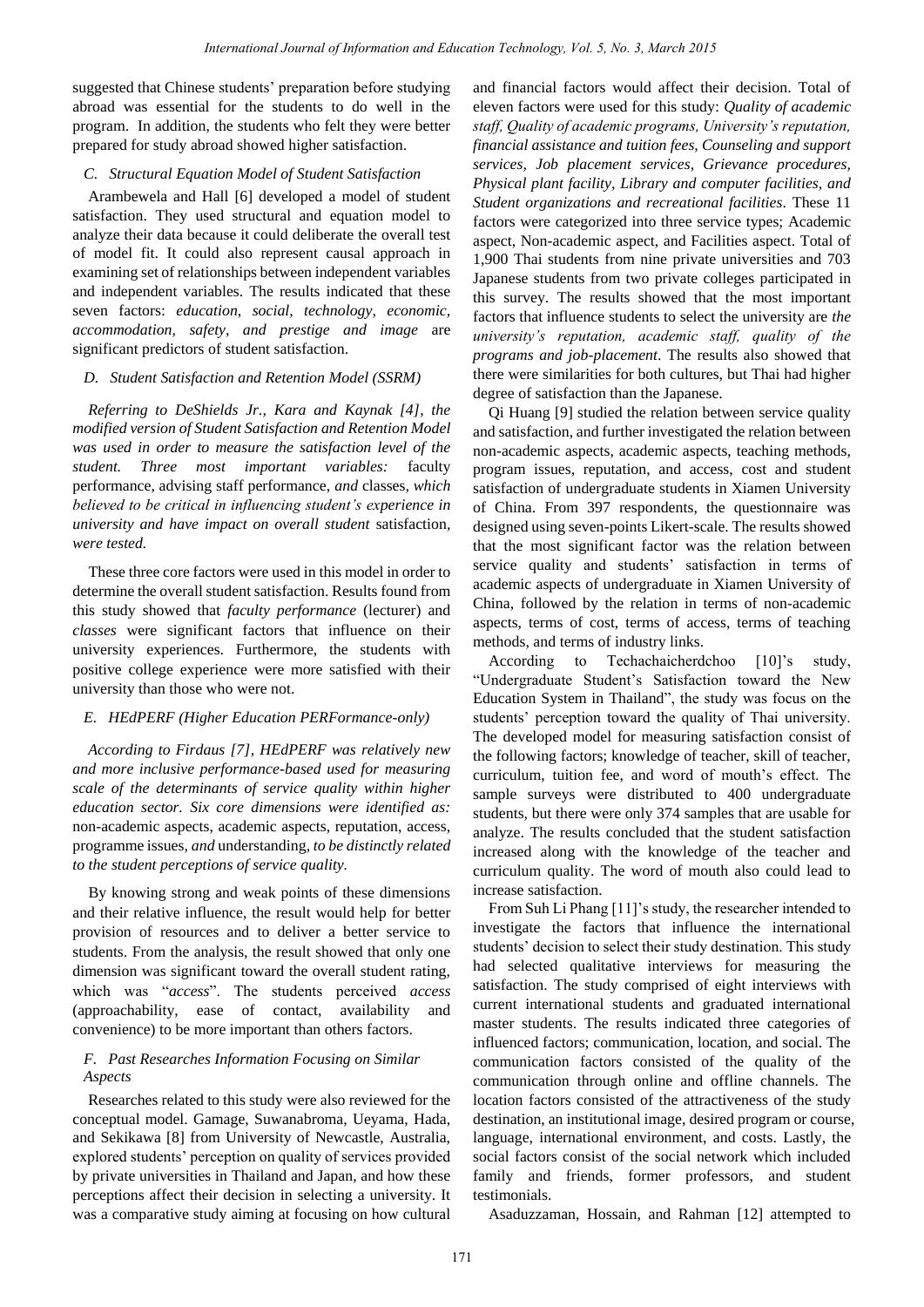suggested that Chinese students' preparation before studying abroad was essential for the students to do well in the program. In addition, the students who felt they were better prepared for study abroad showed higher satisfaction.

### C. Structural Equation Model of Student Satisfaction

Arambewela and Hall [6] developed a model of student satisfaction. They used structural and equation model to analyze their data because it could deliberate the overall test of model fit. It could also represent causal approach in examining set of relationships between independent variables and independent variables. The results indicated that these seven factors: *education, social, technology, economic, accommodation, safety, and prestige and image* are significant predictors of student satisfaction.

### D. Student Satisfaction and Retention Model (SSRM)

*Referring to DeShields Jr., Kara and Kaynak [4], the modified version of Student Satisfaction and Retention Model was used in order to measure the satisfaction level of the student. Three most important variables:* faculty performance, advising staff performance, *and* classes, *which believed to be critical in influencing student's experience in university and have impact on overall student* satisfaction, *were tested.*

These three core factors were used in this model in order to determine the overall student satisfaction. Results found from this study showed that *faculty performance* (lecturer) and *classes* were significant factors that influence on their university experiences. Furthermore, the students with positive college experience were more satisfied with their university than those who were not.

### E. HEdPERF (Higher Education PERFormance-only)

*According to Firdaus [7], HEdPERF was relatively new and more inclusive performance-based used for measuring scale of the determinants of service quality within higher education sector. Six core dimensions were identified as:* non-academic aspects, academic aspects, reputation, access, programme issues, *and* understanding, *to be distinctly related to the student perceptions of service quality.*

By knowing strong and weak points of these dimensions and their relative influence, the result would help for better provision of resources and to deliver a better service to students. From the analysis, the result showed that only one dimension was significant toward the overall student rating, which was "*access*". The students perceived *access* (approachability, ease of contact, availability and convenience) to be more important than others factors.

### F. Past Researches Information Focusing on Similar Aspects

Researches related to this study were also reviewed for the conceptual model. Gamage, Suwanabroma, Ueyama, Hada, and Sekikawa [8] from University of Newcastle, Australia, explored students' perception on quality of services provided by private universities in Thailand and Japan, and how these perceptions affect their decision in selecting a university. It was a comparative study aiming at focusing on how cultural and financial factors would affect their decision. Total of eleven factors were used for this study: *Quality of academic staff, Quality of academic programs, University's reputation, financial assistance and tuition fees, Counseling and support services, Job placement services, Grievance procedures, Physical plant facility, Library and computer facilities, and Student organizations and recreational facilities*. These 11 factors were categorized into three service types; Academic aspect, Non-academic aspect, and Facilities aspect. Total of 1,900 Thai students from nine private universities and 703 Japanese students from two private colleges participated in this survey. The results showed that the most important factors that influence students to select the university are *the university's reputation, academic staff, quality of the programs and job-placement*. The results also showed that there were similarities for both cultures, but Thai had higher degree of satisfaction than the Japanese.

Qi Huang [9] studied the relation between service quality and satisfaction, and further investigated the relation between non-academic aspects, academic aspects, teaching methods, program issues, reputation, and access, cost and student satisfaction of undergraduate students in Xiamen University of China. From 397 respondents, the questionnaire was designed using seven-points Likert-scale. The results showed that the most significant factor was the relation between service quality and students' satisfaction in terms of academic aspects of undergraduate in Xiamen University of China, followed by the relation in terms of non-academic aspects, terms of cost, terms of access, terms of teaching methods, and terms of industry links.

According to Techachaicherdchoo [10]'s study, "Undergraduate Student's Satisfaction toward the New Education System in Thailand", the study was focus on the students' perception toward the quality of Thai university. The developed model for measuring satisfaction consist of the following factors; knowledge of teacher, skill of teacher, curriculum, tuition fee, and word of mouth's effect. The sample surveys were distributed to 400 undergraduate students, but there were only 374 samples that are usable for analyze. The results concluded that the student satisfaction increased along with the knowledge of the teacher and curriculum quality. The word of mouth also could lead to increase satisfaction.

From Suh Li Phang [11]'s study, the researcher intended to investigate the factors that influence the international students' decision to select their study destination. This study had selected qualitative interviews for measuring the satisfaction. The study comprised of eight interviews with current international students and graduated international master students. The results indicated three categories of influenced factors; communication, location, and social. The communication factors consisted of the quality of the communication through online and offline channels. The location factors consisted of the attractiveness of the study destination, an institutional image, desired program or course, language, international environment, and costs. Lastly, the social factors consist of the social network which included family and friends, former professors, and student testimonials.

Asaduzzaman, Hossain, and Rahman [12] attempted to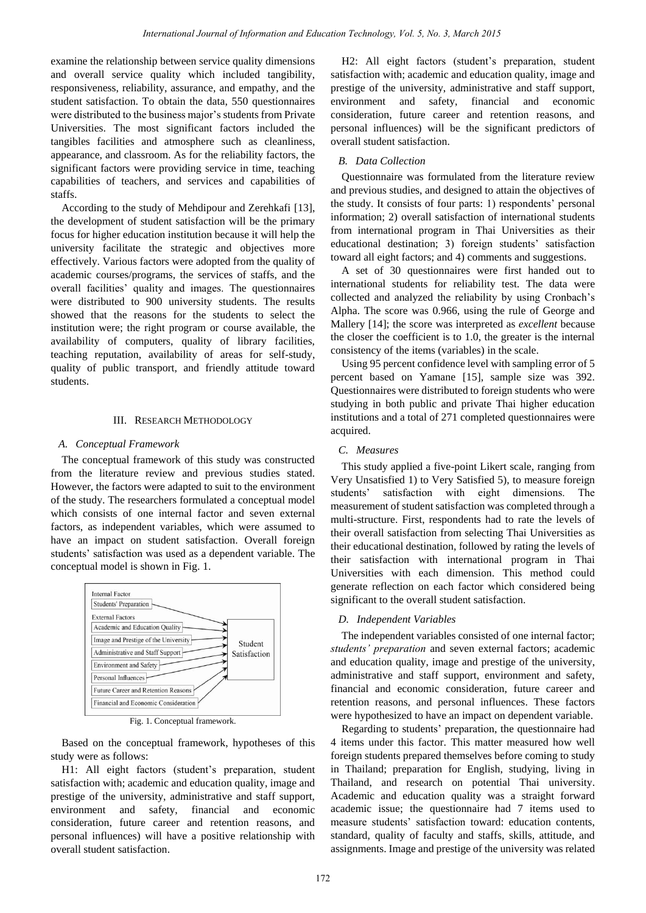examine the relationship between service quality dimensions and overall service quality which included tangibility, responsiveness, reliability, assurance, and empathy, and the student satisfaction. To obtain the data, 550 questionnaires were distributed to the business major's students from Private Universities. The most significant factors included the tangibles facilities and atmosphere such as cleanliness, appearance, and classroom. As for the reliability factors, the significant factors were providing service in time, teaching capabilities of teachers, and services and capabilities of staffs.

According to the study of Mehdipour and Zerehkafi [13], the development of student satisfaction will be the primary focus for higher education institution because it will help the university facilitate the strategic and objectives more effectively. Various factors were adopted from the quality of academic courses/programs, the services of staffs, and the overall facilities' quality and images. The questionnaires were distributed to 900 university students. The results showed that the reasons for the students to select the institution were; the right program or course available, the availability of computers, quality of library facilities, teaching reputation, availability of areas for self-study, quality of public transport, and friendly attitude toward students.

## III. Research Methodology

### A. Conceptual Framework

The conceptual framework of this study was constructed from the literature review and previous studies stated. However, the factors were adapted to suit to the environment of the study. The researchers formulated a conceptual model which consists of one internal factor and seven external factors, as independent variables, which were assumed to have an impact on student satisfaction. Overall foreign students' satisfaction was used as a dependent variable. The conceptual model is shown in Fig. 1.

Fig. 1. Conceptual framework.

Based on the conceptual framework, hypotheses of this study were as follows:

H1: All eight factors (student's preparation, student satisfaction with; academic and education quality, image and prestige of the university, administrative and staff support, environment and safety, financial and economic consideration, future career and retention reasons, and personal influences) will have a positive relationship with overall student satisfaction.

H2: All eight factors (student's preparation, student satisfaction with; academic and education quality, image and prestige of the university, administrative and staff support, environment and safety, financial and economic consideration, future career and retention reasons, and personal influences) will be the significant predictors of overall student satisfaction.

### B. Data Collection

Questionnaire was formulated from the literature review and previous studies, and designed to attain the objectives of the study. It consists of four parts: 1) respondents' personal information; 2) overall satisfaction of international students from international program in Thai Universities as their educational destination; 3) foreign students' satisfaction toward all eight factors; and 4) comments and suggestions.

A set of 30 questionnaires were first handed out to international students for reliability test. The data were collected and analyzed the reliability by using Cronbach's Alpha. The score was 0.966, using the rule of George and Mallery [14]; the score was interpreted as *excellent* because the closer the coefficient is to 1.0, the greater is the internal consistency of the items (variables) in the scale.

Using 95 percent confidence level with sampling error of 5 percent based on Yamane [15], sample size was 392. Questionnaires were distributed to foreign students who were studying in both public and private Thai higher education institutions and a total of 271 completed questionnaires were acquired.

### C. Measures

This study applied a five-point Likert scale, ranging from Very Unsatisfied 1) to Very Satisfied 5), to measure foreign students' satisfaction with eight dimensions. The measurement of student satisfaction was completed through a multi-structure. First, respondents had to rate the levels of their overall satisfaction from selecting Thai Universities as their educational destination, followed by rating the levels of their satisfaction with international program in Thai Universities with each dimension. This method could generate reflection on each factor which considered being significant to the overall student satisfaction.

### D. Independent Variables

The independent variables consisted of one internal factor; *students' preparation* and seven external factors; academic and education quality, image and prestige of the university, administrative and staff support, environment and safety, financial and economic consideration, future career and retention reasons, and personal influences. These factors were hypothesized to have an impact on dependent variable.

Regarding to students' preparation, the questionnaire had 4 items under this factor. This matter measured how well foreign students prepared themselves before coming to study in Thailand; preparation for English, studying, living in Thailand, and research on potential Thai university. Academic and education quality was a straight forward academic issue; the questionnaire had 7 items used to measure students' satisfaction toward: education contents, standard, quality of faculty and staffs, skills, attitude, and assignments. Image and prestige of the university was related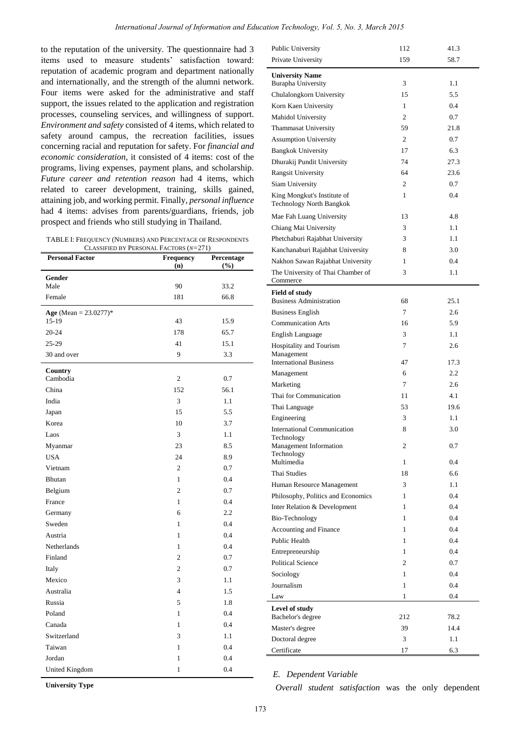to the reputation of the university. The questionnaire had 3 items used to measure students' satisfaction toward: reputation of academic program and department nationally and internationally, and the strength of the alumni network. Four items were asked for the administrative and staff support, the issues related to the application and registration processes, counseling services, and willingness of support. *Environment and safety* consisted of 4 items, which related to safety around campus, the recreation facilities, issues concerning racial and reputation for safety. For *financial and economic consideration*, it consisted of 4 items: cost of the programs, living expenses, payment plans, and scholarship. *Future career and retention reason* had 4 items, which related to career development, training, skills gained, attaining job, and working permit. Finally, *personal influence* had 4 items: advises from parents/guardians, friends, job prospect and friends who still studying in Thailand.

TABLE I: FREQUENCY (NUMBERS) AND PERCENTAGE OF RESPONDENTS CLASSIFIED BY PERSONAL FACTORS ($N$=271)

| Personal Factor | Frequency (n) | Percentage (%) |
|---|---|---|
| **Gender** | | |
| Male | 90 | 33.2 |
| Female | 181 | 66.8 |
| **Age** (Mean = 23.0277)* | | |
| 15-19 | 43 | 15.9 |
| 20-24 | 178 | 65.7 |
| 25-29 | 41 | 15.1 |
| 30 and over | 9 | 3.3 |
| **Country** | | |
| Cambodia | 2 | 0.7 |
| China | 152 | 56.1 |
| India | 3 | 1.1 |
| Japan | 15 | 5.5 |
| Korea | 10 | 3.7 |
| Laos | 3 | 1.1 |
| Myanmar | 23 | 8.5 |
| USA | 24 | 8.9 |
| Vietnam | 2 | 0.7 |
| Bhutan | 1 | 0.4 |
| Belgium | 2 | 0.7 |
| France | 1 | 0.4 |
| Germany | 6 | 2.2 |
| Sweden | 1 | 0.4 |
| Austria | 1 | 0.4 |
| Netherlands | 1 | 0.4 |
| Finland | 2 | 0.7 |
| Italy | 2 | 0.7 |
| Mexico | 3 | 1.1 |
| Australia | 4 | 1.5 |
| Russia | 5 | 1.8 |
| Poland | 1 | 0.4 |
| Canada | 1 | 0.4 |
| Switzerland | 3 | 1.1 |
| Taiwan | 1 | 0.4 |
| Jordan | 1 | 0.4 |
| United Kingdom | 1 | 0.4 |
| **University Type** | | |
| Public University | 112 | 41.3 |
| Private University | 159 | 58.7 |
| **University Name** | | |
| Burapha University | 3 | 1.1 |
| Chulalongkorn University | 15 | 5.5 |
| Korn Kaen University | 1 | 0.4 |
| Mahidol University | 2 | 0.7 |
| Thammasat University | 59 | 21.8 |
| Assumption University | 2 | 0.7 |
| Bangkok University | 17 | 6.3 |
| Dhurakij Pundit University | 74 | 27.3 |
| Rangsit University | 64 | 23.6 |
| Siam University | 2 | 0.7 |
| King Mongkut's Institute of Technology North Bangkok | 1 | 0.4 |
| Mae Fah Luang University | 13 | 4.8 |
| Chiang Mai University | 3 | 1.1 |
| Phetchaburi Rajabhat University | 3 | 1.1 |
| Kanchanaburi Rajabhat University | 8 | 3.0 |
| Nakhon Sawan Rajabhat University | 1 | 0.4 |
| The University of Thai Chamber of Commerce | 3 | 1.1 |
| **Field of study** | | |
| Business Administration | 68 | 25.1 |
| Business English | 7 | 2.6 |
| Communication Arts | 16 | 5.9 |
| English Language | 3 | 1.1 |
| Hospitality and Tourism Management | 7 | 2.6 |
| International Business | 47 | 17.3 |
| Management | 6 | 2.2 |
| Marketing | 7 | 2.6 |
| Thai for Communication | 11 | 4.1 |
| Thai Language | 53 | 19.6 |
| Engineering | 3 | 1.1 |
| International Communication Technology | 8 | 3.0 |
| Management Information Technology | 2 | 0.7 |
| Multimedia | 1 | 0.4 |
| Thai Studies | 18 | 6.6 |
| Human Resource Management | 3 | 1.1 |
| Philosophy, Politics and Economics | 1 | 0.4 |
| Inter Relation & Development | 1 | 0.4 |
| Bio-Technology | 1 | 0.4 |
| Accounting and Finance | 1 | 0.4 |
| Public Health | 1 | 0.4 |
| Entrepreneurship | 1 | 0.4 |
| Political Science | 2 | 0.7 |
| Sociology | 1 | 0.4 |
| Journalism | 1 | 0.4 |
| Law | 1 | 0.4 |
| **Level of study** | | |
| Bachelor's degree | 212 | 78.2 |
| Master's degree | 39 | 14.4 |
| Doctoral degree | 3 | 1.1 |
| Certificate | 17 | 6.3 |

### *E. Dependent Variable*

*Overall student satisfaction* was the only dependent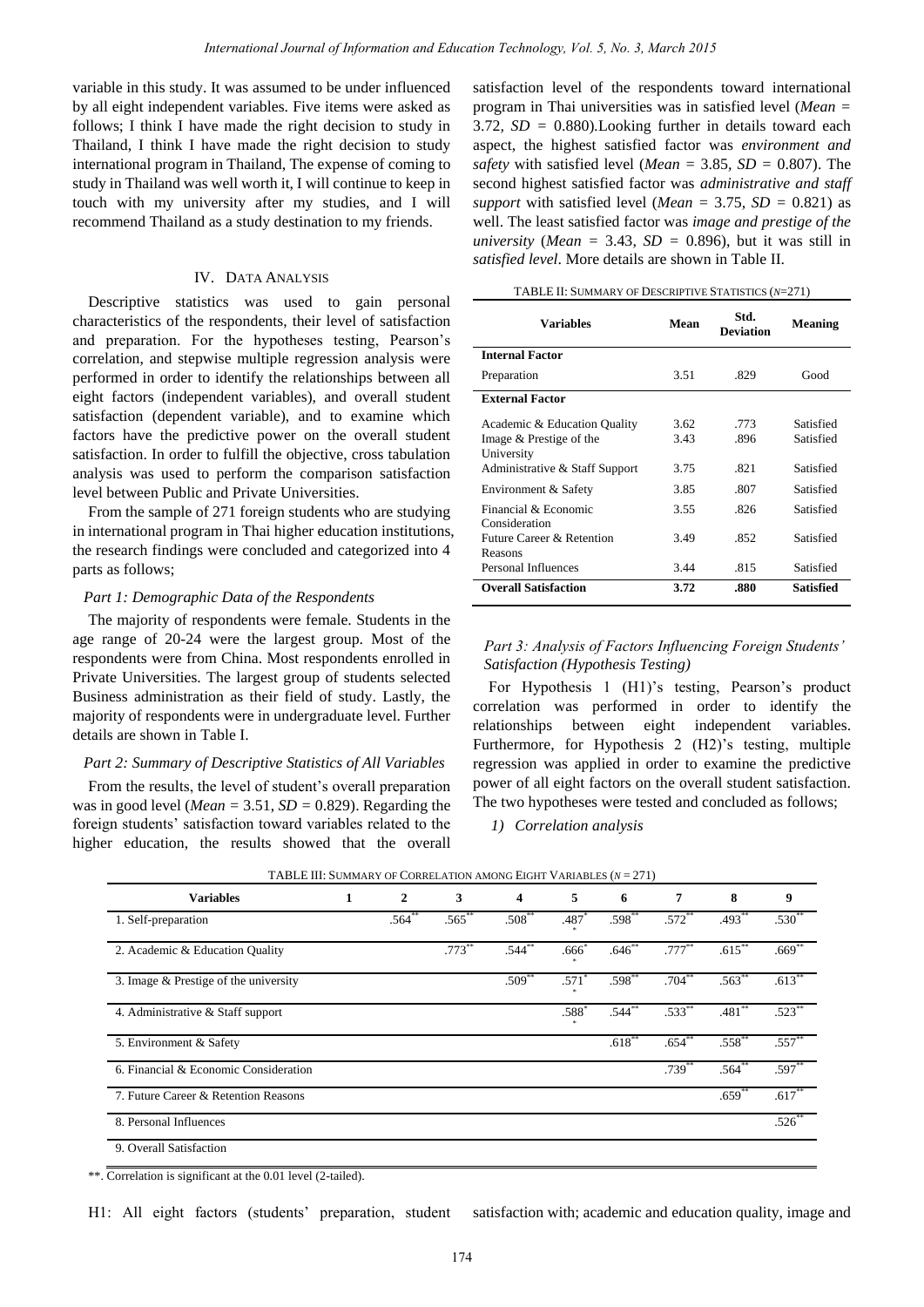variable in this study. It was assumed to be under influenced by all eight independent variables. Five items were asked as follows; I think I have made the right decision to study in Thailand, I think I have made the right decision to study international program in Thailand, The expense of coming to study in Thailand was well worth it, I will continue to keep in touch with my university after my studies, and I will recommend Thailand as a study destination to my friends.

## IV. Data Analysis

Descriptive statistics was used to gain personal characteristics of the respondents, their level of satisfaction and preparation. For the hypotheses testing, Pearson's correlation, and stepwise multiple regression analysis were performed in order to identify the relationships between all eight factors (independent variables), and overall student satisfaction (dependent variable), and to examine which factors have the predictive power on the overall student satisfaction. In order to fulfill the objective, cross tabulation analysis was used to perform the comparison satisfaction level between Public and Private Universities.

From the sample of 271 foreign students who are studying in international program in Thai higher education institutions, the research findings were concluded and categorized into 4 parts as follows;

### *Part 1: Demographic Data of the Respondents*

The majority of respondents were female. Students in the age range of 20-24 were the largest group. Most of the respondents were from China. Most respondents enrolled in Private Universities. The largest group of students selected Business administration as their field of study. Lastly, the majority of respondents were in undergraduate level. Further details are shown in Table I.

### *Part 2: Summary of Descriptive Statistics of All Variables*

From the results, the level of student's overall preparation was in good level (*Mean* = 3.51, *SD* = 0.829). Regarding the foreign students' satisfaction toward variables related to the higher education, the results showed that the overall satisfaction level of the respondents toward international program in Thai universities was in satisfied level (*Mean* = 3.72, *SD* = 0.880).Looking further in details toward each aspect, the highest satisfied factor was *environment and safety* with satisfied level (*Mean* = 3.85, *SD* = 0.807). The second highest satisfied factor was *administrative and staff support* with satisfied level (*Mean* = 3.75, *SD* = 0.821) as well. The least satisfied factor was *image and prestige of the university* (*Mean* = 3.43, *SD* = 0.896), but it was still in *satisfied level*. More details are shown in Table II.

TABLE II: Summary of Descriptive Statistics ($N$=271)

| Variables | Mean | Std. Deviation | Meaning |
|---|---|---|---|
| **Internal Factor** | | | |
| Preparation | 3.51 | .829 | Good |
| **External Factor** | | | |
| Academic & Education Quality | 3.62 | .773 | Satisfied |
| Image & Prestige of the University | 3.43 | .896 | Satisfied |
| Administrative & Staff Support | 3.75 | .821 | Satisfied |
| Environment & Safety | 3.85 | .807 | Satisfied |
| Financial & Economic Consideration | 3.55 | .826 | Satisfied |
| Future Career & Retention Reasons | 3.49 | .852 | Satisfied |
| Personal Influences | 3.44 | .815 | Satisfied |
| **Overall Satisfaction** | **3.72** | **.880** | **Satisfied** |

### *Part 3: Analysis of Factors Influencing Foreign Students' Satisfaction (Hypothesis Testing)*

For Hypothesis 1 (H1)'s testing, Pearson's product correlation was performed in order to identify the relationships between eight independent variables. Furthermore, for Hypothesis 2 (H2)'s testing, multiple regression was applied in order to examine the predictive power of all eight factors on the overall student satisfaction. The two hypotheses were tested and concluded as follows;

*1) Correlation analysis*

TABLE III: Summary of Correlation among Eight Variables ($N$ = 271)

| Variables | 1 | 2 | 3 | 4 | 5 | 6 | 7 | 8 | 9 |
|---|---|---|---|---|---|---|---|---|---|
| 1. Self-preparation | | .564** | .565** | .508** | .487** | .598** | .572** | .493** | .530** |
| 2. Academic & Education Quality | | | .773** | .544** | .666** | .646** | .777** | .615** | .669** |
| 3. Image & Prestige of the university | | | | .509** | .571** | .598** | .704** | .563** | .613** |
| 4. Administrative & Staff support | | | | | .588** | .544** | .533** | .481** | .523** |
| 5. Environment & Safety | | | | | | .618** | .654** | .558** | .557** |
| 6. Financial & Economic Consideration | | | | | | | .739** | .564** | .597** |
| 7. Future Career & Retention Reasons | | | | | | | | .659** | .617** |
| 8. Personal Influences | | | | | | | | | .526** |
| 9. Overall Satisfaction | | | | | | | | | |

**. Correlation is significant at the 0.01 level (2-tailed).

H1: All eight factors (students' preparation, student satisfaction with; academic and education quality, image and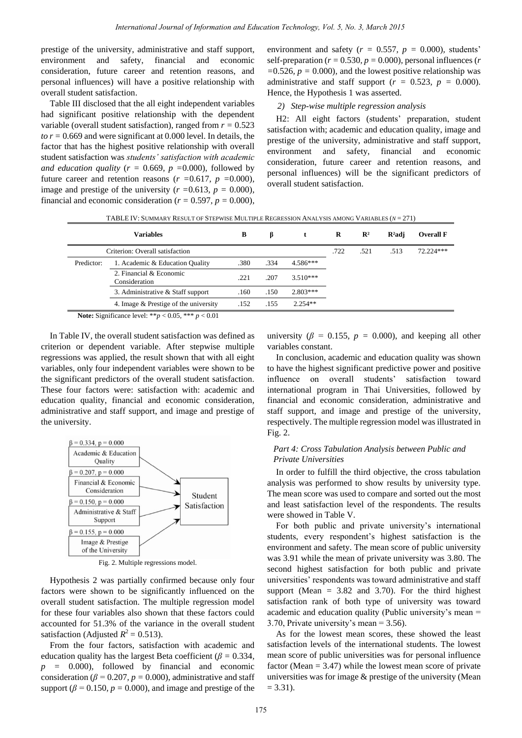prestige of the university, administrative and staff support, environment and safety, financial and economic consideration, future career and retention reasons, and personal influences) will have a positive relationship with overall student satisfaction.

Table III disclosed that the all eight independent variables had significant positive relationship with the dependent variable (overall student satisfaction), ranged from $r = 0.523$ *to* $r = 0.669$ and were significant at 0.000 level. In details, the factor that has the highest positive relationship with overall student satisfaction was *students' satisfaction with academic and education quality* ($r$ = 0.669, $p$ =0.000), followed by future career and retention reasons ($r$ =0.617, $p$ =0.000), image and prestige of the university ($r$ =0.613, $p$ = 0.000), financial and economic consideration ($r$ = 0.597, $p$ = 0.000), environment and safety ($r$ = 0.557, $p$ = 0.000), students' self-preparation ($r$ = 0.530, $p$ = 0.000), personal influences ($r$ =0.526, $p$ = 0.000), and the lowest positive relationship was administrative and staff support ($r$ = 0.523, $p$ = 0.000). Hence, the Hypothesis 1 was asserted.

*2) Step-wise multiple regression analysis*

H2: All eight factors (students' preparation, student satisfaction with; academic and education quality, image and prestige of the university, administrative and staff support, environment and safety, financial and economic consideration, future career and retention reasons, and personal influences) will be the significant predictors of overall student satisfaction.

TABLE IV: SUMMARY RESULT OF STEPWISE MULTIPLE REGRESSION ANALYSIS AMONG VARIABLES ($N$ = 271)

| | Variables | B | β | t | R | R² | R²adj | Overall F |
|---|---|---|---|---|---|---|---|---|
| | Criterion: Overall satisfaction | | | | .722 | .521 | .513 | 72.224*** |
| Predictor: | 1. Academic & Education Quality | .380 | .334 | 4.586*** | | | | |
| | 2. Financial & Economic Consideration | .221 | .207 | 3.510*** | | | | |
| | 3. Administrative & Staff support | .160 | .150 | 2.803*** | | | | |
| | 4. Image & Prestige of the university | .152 | .155 | 2.254** | | | | |

**Note:** Significance level: **$p < 0.05$, *** $p < 0.01$

In Table IV, the overall student satisfaction was defined as criterion or dependent variable. After stepwise multiple regressions was applied, the result shown that with all eight variables, only four independent variables were shown to be the significant predictors of the overall student satisfaction. These four factors were: satisfaction with: academic and education quality, financial and economic consideration, administrative and staff support, and image and prestige of the university.

Fig. 2. Multiple regressions model.

Hypothesis 2 was partially confirmed because only four factors were shown to be significantly influenced on the overall student satisfaction. The multiple regression model for these four variables also shown that these factors could accounted for 51.3% of the variance in the overall student satisfaction (Adjusted $R^2 = 0.513$).

From the four factors, satisfaction with academic and education quality has the largest Beta coefficient ($\beta = 0.334$, $p$ = 0.000), followed by financial and economic consideration ($\beta = 0.207$, $p = 0.000$), administrative and staff support ($\beta = 0.150$, $p = 0.000$), and image and prestige of the university ($\beta$ = 0.155, $p$ = 0.000), and keeping all other variables constant.

In conclusion, academic and education quality was shown to have the highest significant predictive power and positive influence on overall students' satisfaction toward international program in Thai Universities, followed by financial and economic consideration, administrative and staff support, and image and prestige of the university, respectively. The multiple regression model was illustrated in Fig. 2.

### *Part 4: Cross Tabulation Analysis between Public and Private Universities*

In order to fulfill the third objective, the cross tabulation analysis was performed to show results by university type. The mean score was used to compare and sorted out the most and least satisfaction level of the respondents. The results were showed in Table V.

For both public and private university's international students, every respondent's highest satisfaction is the environment and safety. The mean score of public university was 3.91 while the mean of private university was 3.80. The second highest satisfaction for both public and private universities' respondents was toward administrative and staff support (Mean = 3.82 and 3.70). For the third highest satisfaction rank of both type of university was toward academic and education quality (Public university's mean = 3.70, Private university's mean = 3.56).

As for the lowest mean scores, these showed the least satisfaction levels of the international students. The lowest mean score of public universities was for personal influence factor (Mean = 3.47) while the lowest mean score of private universities was for image & prestige of the university (Mean = 3.31).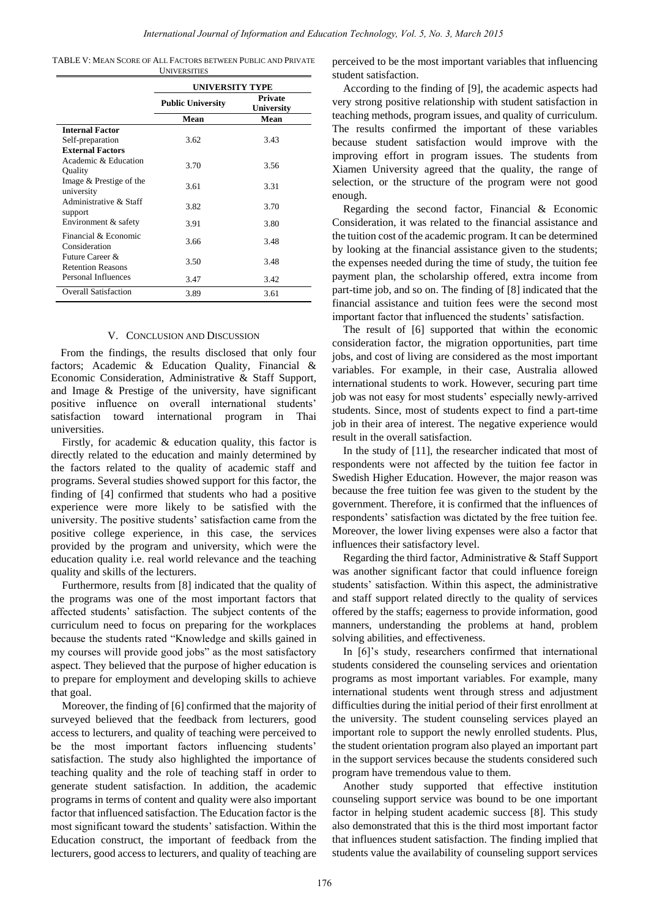TABLE V: MEAN SCORE OF ALL FACTORS BETWEEN PUBLIC AND PRIVATE UNIVERSITIES

| | UNIVERSITY TYPE | |
|---|---|---|
| | Public University | Private University |
| | Mean | Mean |
| **Internal Factor** | | |
| Self-preparation | 3.62 | 3.43 |
| **External Factors** | | |
| Academic & Education Quality | 3.70 | 3.56 |
| Image & Prestige of the university | 3.61 | 3.31 |
| Administrative & Staff support | 3.82 | 3.70 |
| Environment & safety | 3.91 | 3.80 |
| Financial & Economic Consideration | 3.66 | 3.48 |
| Future Career & Retention Reasons | 3.50 | 3.48 |
| Personal Influences | 3.47 | 3.42 |
| Overall Satisfaction | 3.89 | 3.61 |

## V. CONCLUSION AND DISCUSSION

From the findings, the results disclosed that only four factors; Academic & Education Quality, Financial & Economic Consideration, Administrative & Staff Support, and Image & Prestige of the university, have significant positive influence on overall international students' satisfaction toward international program in Thai universities.

Firstly, for academic & education quality, this factor is directly related to the education and mainly determined by the factors related to the quality of academic staff and programs. Several studies showed support for this factor, the finding of [4] confirmed that students who had a positive experience were more likely to be satisfied with the university. The positive students' satisfaction came from the positive college experience, in this case, the services provided by the program and university, which were the education quality i.e. real world relevance and the teaching quality and skills of the lecturers.

Furthermore, results from [8] indicated that the quality of the programs was one of the most important factors that affected students' satisfaction. The subject contents of the curriculum need to focus on preparing for the workplaces because the students rated "Knowledge and skills gained in my courses will provide good jobs" as the most satisfactory aspect. They believed that the purpose of higher education is to prepare for employment and developing skills to achieve that goal.

Moreover, the finding of [6] confirmed that the majority of surveyed believed that the feedback from lecturers, good access to lecturers, and quality of teaching were perceived to be the most important factors influencing students' satisfaction. The study also highlighted the importance of teaching quality and the role of teaching staff in order to generate student satisfaction. In addition, the academic programs in terms of content and quality were also important factor that influenced satisfaction. The Education factor is the most significant toward the students' satisfaction. Within the Education construct, the important of feedback from the lecturers, good access to lecturers, and quality of teaching are perceived to be the most important variables that influencing student satisfaction.

According to the finding of [9], the academic aspects had very strong positive relationship with student satisfaction in teaching methods, program issues, and quality of curriculum. The results confirmed the important of these variables because student satisfaction would improve with the improving effort in program issues. The students from Xiamen University agreed that the quality, the range of selection, or the structure of the program were not good enough.

Regarding the second factor, Financial & Economic Consideration, it was related to the financial assistance and the tuition cost of the academic program. It can be determined by looking at the financial assistance given to the students; the expenses needed during the time of study, the tuition fee payment plan, the scholarship offered, extra income from part-time job, and so on. The finding of [8] indicated that the financial assistance and tuition fees were the second most important factor that influenced the students' satisfaction.

The result of [6] supported that within the economic consideration factor, the migration opportunities, part time jobs, and cost of living are considered as the most important variables. For example, in their case, Australia allowed international students to work. However, securing part time job was not easy for most students' especially newly-arrived students. Since, most of students expect to find a part-time job in their area of interest. The negative experience would result in the overall satisfaction.

In the study of [11], the researcher indicated that most of respondents were not affected by the tuition fee factor in Swedish Higher Education. However, the major reason was because the free tuition fee was given to the student by the government. Therefore, it is confirmed that the influences of respondents' satisfaction was dictated by the free tuition fee. Moreover, the lower living expenses were also a factor that influences their satisfactory level.

Regarding the third factor, Administrative & Staff Support was another significant factor that could influence foreign students' satisfaction. Within this aspect, the administrative and staff support related directly to the quality of services offered by the staffs; eagerness to provide information, good manners, understanding the problems at hand, problem solving abilities, and effectiveness.

In [6]'s study, researchers confirmed that international students considered the counseling services and orientation programs as most important variables. For example, many international students went through stress and adjustment difficulties during the initial period of their first enrollment at the university. The student counseling services played an important role to support the newly enrolled students. Plus, the student orientation program also played an important part in the support services because the students considered such program have tremendous value to them.

Another study supported that effective institution counseling support service was bound to be one important factor in helping student academic success [8]. This study also demonstrated that this is the third most important factor that influences student satisfaction. The finding implied that students value the availability of counseling support services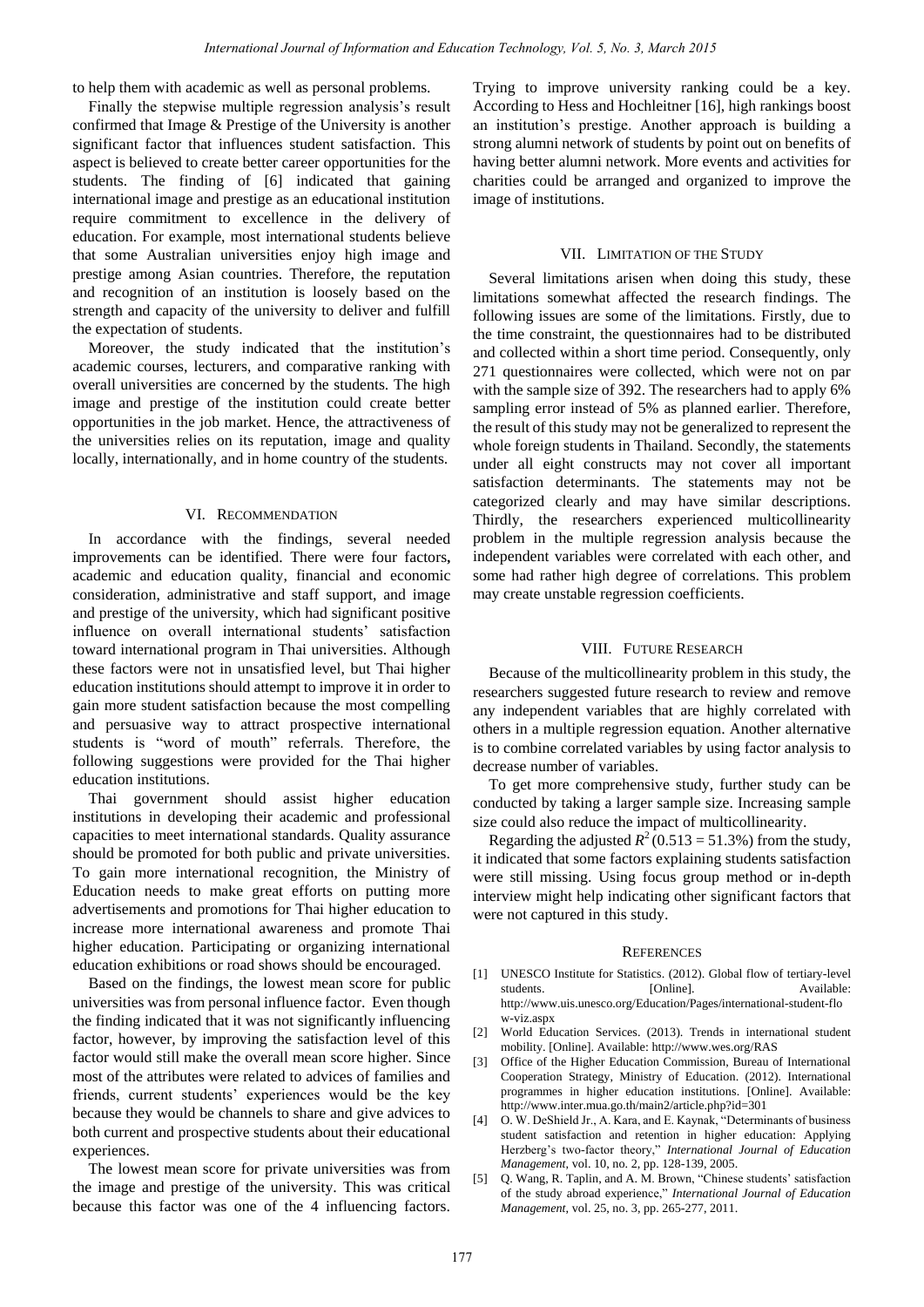to help them with academic as well as personal problems.

Finally the stepwise multiple regression analysis's result confirmed that Image & Prestige of the University is another significant factor that influences student satisfaction. This aspect is believed to create better career opportunities for the students. The finding of [6] indicated that gaining international image and prestige as an educational institution require commitment to excellence in the delivery of education. For example, most international students believe that some Australian universities enjoy high image and prestige among Asian countries. Therefore, the reputation and recognition of an institution is loosely based on the strength and capacity of the university to deliver and fulfill the expectation of students.

Moreover, the study indicated that the institution's academic courses, lecturers, and comparative ranking with overall universities are concerned by the students. The high image and prestige of the institution could create better opportunities in the job market. Hence, the attractiveness of the universities relies on its reputation, image and quality locally, internationally, and in home country of the students.

## VI. Recommendation

In accordance with the findings, several needed improvements can be identified. There were four factors, academic and education quality, financial and economic consideration, administrative and staff support, and image and prestige of the university, which had significant positive influence on overall international students' satisfaction toward international program in Thai universities. Although these factors were not in unsatisfied level, but Thai higher education institutions should attempt to improve it in order to gain more student satisfaction because the most compelling and persuasive way to attract prospective international students is "word of mouth" referrals. Therefore, the following suggestions were provided for the Thai higher education institutions.

Thai government should assist higher education institutions in developing their academic and professional capacities to meet international standards. Quality assurance should be promoted for both public and private universities. To gain more international recognition, the Ministry of Education needs to make great efforts on putting more advertisements and promotions for Thai higher education to increase more international awareness and promote Thai higher education. Participating or organizing international education exhibitions or road shows should be encouraged.

Based on the findings, the lowest mean score for public universities was from personal influence factor. Even though the finding indicated that it was not significantly influencing factor, however, by improving the satisfaction level of this factor would still make the overall mean score higher. Since most of the attributes were related to advices of families and friends, current students' experiences would be the key because they would be channels to share and give advices to both current and prospective students about their educational experiences.

The lowest mean score for private universities was from the image and prestige of the university. This was critical because this factor was one of the 4 influencing factors. Trying to improve university ranking could be a key. According to Hess and Hochleitner [16], high rankings boost an institution's prestige. Another approach is building a strong alumni network of students by point out on benefits of having better alumni network. More events and activities for charities could be arranged and organized to improve the image of institutions.

## VII. Limitation of the Study

Several limitations arisen when doing this study, these limitations somewhat affected the research findings. The following issues are some of the limitations. Firstly, due to the time constraint, the questionnaires had to be distributed and collected within a short time period. Consequently, only 271 questionnaires were collected, which were not on par with the sample size of 392. The researchers had to apply 6% sampling error instead of 5% as planned earlier. Therefore, the result of this study may not be generalized to represent the whole foreign students in Thailand. Secondly, the statements under all eight constructs may not cover all important satisfaction determinants. The statements may not be categorized clearly and may have similar descriptions. Thirdly, the researchers experienced multicollinearity problem in the multiple regression analysis because the independent variables were correlated with each other, and some had rather high degree of correlations. This problem may create unstable regression coefficients.

## VIII. Future Research

Because of the multicollinearity problem in this study, the researchers suggested future research to review and remove any independent variables that are highly correlated with others in a multiple regression equation. Another alternative is to combine correlated variables by using factor analysis to decrease number of variables.

To get more comprehensive study, further study can be conducted by taking a larger sample size. Increasing sample size could also reduce the impact of multicollinearity.

Regarding the adjusted $R^2$ (0.513 = 51.3%) from the study, it indicated that some factors explaining students satisfaction were still missing. Using focus group method or in-depth interview might help indicating other significant factors that were not captured in this study.

## References

[1] UNESCO Institute for Statistics. (2012). Global flow of tertiary-level students. [Online]. Available: http://www.uis.unesco.org/Education/Pages/international-student-flow-viz.aspx

[2] World Education Services. (2013). Trends in international student mobility. [Online]. Available: http://www.wes.org/RAS

[3] Office of the Higher Education Commission, Bureau of International Cooperation Strategy, Ministry of Education. (2012). International programmes in higher education institutions. [Online]. Available: http://www.inter.mua.go.th/main2/article.php?id=301

[4] O. W. DeShield Jr., A. Kara, and E. Kaynak, "Determinants of business student satisfaction and retention in higher education: Applying Herzberg's two-factor theory," *International Journal of Education Management*, vol. 10, no. 2, pp. 128-139, 2005.

[5] Q. Wang, R. Taplin, and A. M. Brown, "Chinese students' satisfaction of the study abroad experience," *International Journal of Education Management*, vol. 25, no. 3, pp. 265-277, 2011.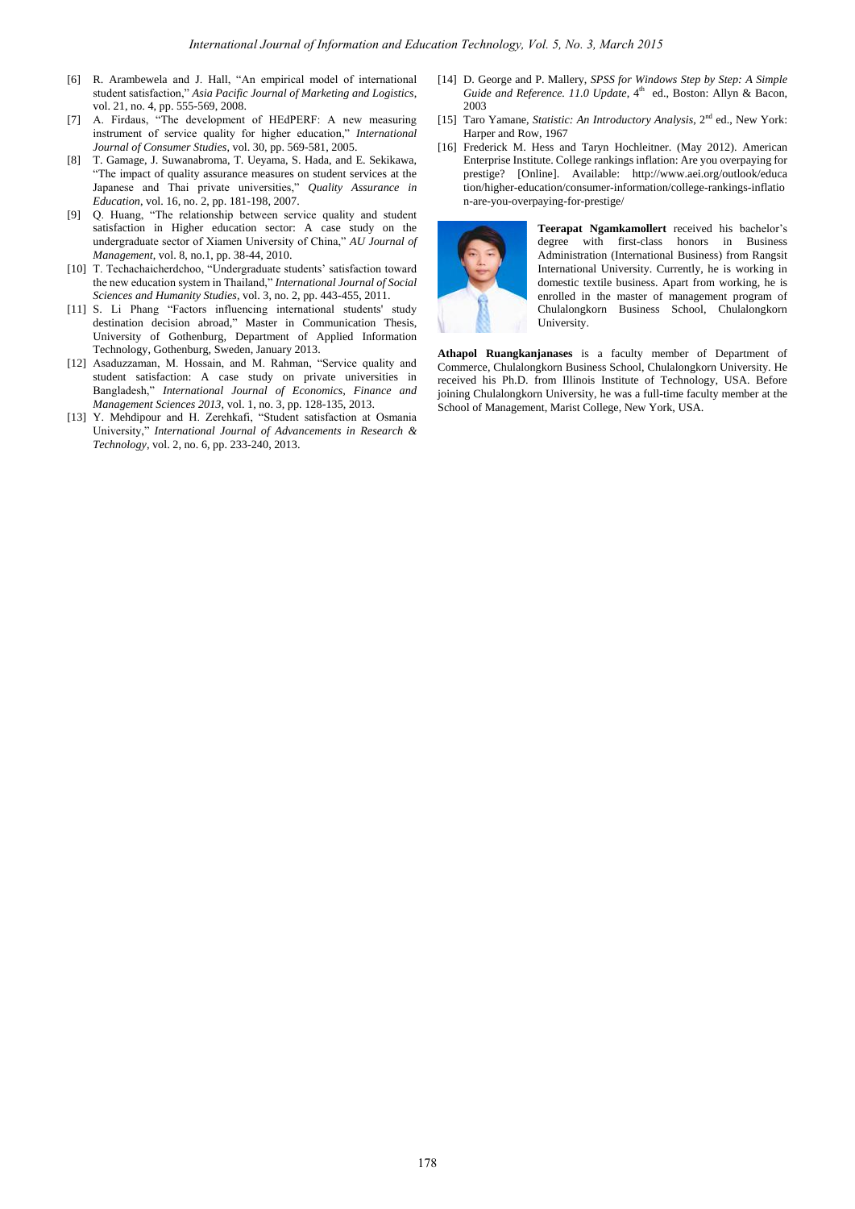[6] R. Arambewela and J. Hall, "An empirical model of international student satisfaction," *Asia Pacific Journal of Marketing and Logistics*, vol. 21, no. 4, pp. 555-569, 2008.

[7] A. Firdaus, "The development of HEdPERF: A new measuring instrument of service quality for higher education," *International Journal of Consumer Studies*, vol. 30, pp. 569-581, 2005.

[8] T. Gamage, J. Suwanabroma, T. Ueyama, S. Hada, and E. Sekikawa, "The impact of quality assurance measures on student services at the Japanese and Thai private universities," *Quality Assurance in Education*, vol. 16, no. 2, pp. 181-198, 2007.

[9] Q. Huang, "The relationship between service quality and student satisfaction in Higher education sector: A case study on the undergraduate sector of Xiamen University of China," *AU Journal of Management*, vol. 8, no.1, pp. 38-44, 2010.

[10] T. Techachaicherdchoo, "Undergraduate students' satisfaction toward the new education system in Thailand," *International Journal of Social Sciences and Humanity Studies*, vol. 3, no. 2, pp. 443-455, 2011.

[11] S. Li Phang "Factors influencing international students' study destination decision abroad," Master in Communication Thesis, University of Gothenburg, Department of Applied Information Technology, Gothenburg, Sweden, January 2013.

[12] Asaduzzaman, M. Hossain, and M. Rahman, "Service quality and student satisfaction: A case study on private universities in Bangladesh," *International Journal of Economics, Finance and Management Sciences 2013*, vol. 1, no. 3, pp. 128-135, 2013.

[13] Y. Mehdipour and H. Zerehkafi, "Student satisfaction at Osmania University," *International Journal of Advancements in Research & Technology*, vol. 2, no. 6, pp. 233-240, 2013.

[14] D. George and P. Mallery, *SPSS for Windows Step by Step: A Simple Guide and Reference. 11.0 Update*, 4th ed., Boston: Allyn & Bacon, 2003

[15] Taro Yamane, *Statistic: An Introductory Analysis*, 2nd ed., New York: Harper and Row, 1967

[16] Frederick M. Hess and Taryn Hochleitner. (May 2012). American Enterprise Institute. College rankings inflation: Are you overpaying for prestige? [Online]. Available: http://www.aei.org/outlook/education/higher-education/consumer-information/college-rankings-inflation-are-you-overpaying-for-prestige/

**Teerapat Ngamkamollert** received his bachelor's degree with first-class honors in Business Administration (International Business) from Rangsit International University. Currently, he is working in domestic textile business. Apart from working, he is enrolled in the master of management program of Chulalongkorn Business School, Chulalongkorn University.

**Athapol Ruangkanjanases** is a faculty member of Department of Commerce, Chulalongkorn Business School, Chulalongkorn University. He received his Ph.D. from Illinois Institute of Technology, USA. Before joining Chulalongkorn University, he was a full-time faculty member at the School of Management, Marist College, New York, USA.